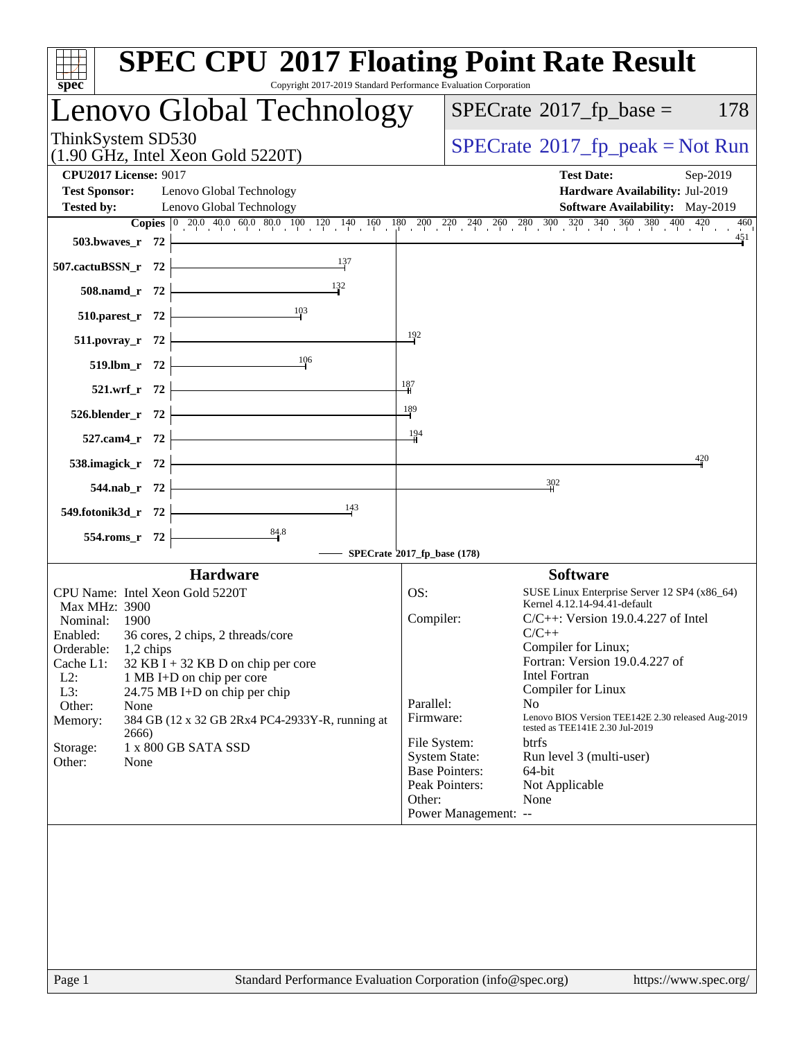# SPEC CPU 2017 Floating Point Rate Result

Copyright 2017-2019 Standard Performance Evaluation Corporation

## Lenovo Global Technology

ThinkSystem SD530
(1.90 GHz, Intel Xeon Gold 5220T)

SPECrate 2017_fp_base = 178

SPECrate 2017_fp_peak = Not Run

**CPU2017 License:** 9017
**Test Sponsor:** Lenovo Global Technology
**Tested by:** Lenovo Global Technology

**Test Date:** Sep-2019
**Hardware Availability:** Jul-2019
**Software Availability:** May-2019

| Benchmark | Copies | SPECrate 2017_fp_base |
|---|---|---|
| 503.bwaves_r | 72 | 451 |
| 507.cactuBSSN_r | 72 | 137 |
| 508.namd_r | 72 | 132 |
| 510.parest_r | 72 | 103 |
| 511.povray_r | 72 | 192 |
| 519.lbm_r | 72 | 106 |
| 521.wrf_r | 72 | 187 |
| 526.blender_r | 72 | 189 |
| 527.cam4_r | 72 | 194 |
| 538.imagick_r | 72 | 420 |
| 544.nab_r | 72 | 302 |
| 549.fotonik3d_r | 72 | 143 |
| 554.roms_r | 72 | 84.8 |

SPECrate 2017_fp_base (178)

### Hardware

| | |
|---|---|
| CPU Name: | Intel Xeon Gold 5220T |
| Max MHz: | 3900 |
| Nominal: | 1900 |
| Enabled: | 36 cores, 2 chips, 2 threads/core |
| Orderable: | 1,2 chips |
| Cache L1: | 32 KB I + 32 KB D on chip per core |
| L2: | 1 MB I+D on chip per core |
| L3: | 24.75 MB I+D on chip per chip |
| Other: | None |
| Memory: | 384 GB (12 x 32 GB 2Rx4 PC4-2933Y-R, running at 2666) |
| Storage: | 1 x 800 GB SATA SSD |
| Other: | None |

### Software

| | |
|---|---|
| OS: | SUSE Linux Enterprise Server 12 SP4 (x86_64) Kernel 4.12.14-94.41-default |
| Compiler: | C/C++: Version 19.0.4.227 of Intel C/C++ Compiler for Linux; Fortran: Version 19.0.4.227 of Intel Fortran Compiler for Linux |
| Parallel: | No |
| Firmware: | Lenovo BIOS Version TEE142E 2.30 released Aug-2019 tested as TEE141E 2.30 Jul-2019 |
| File System: | btrfs |
| System State: | Run level 3 (multi-user) |
| Base Pointers: | 64-bit |
| Peak Pointers: | Not Applicable |
| Other: | None |
| Power Management: | -- |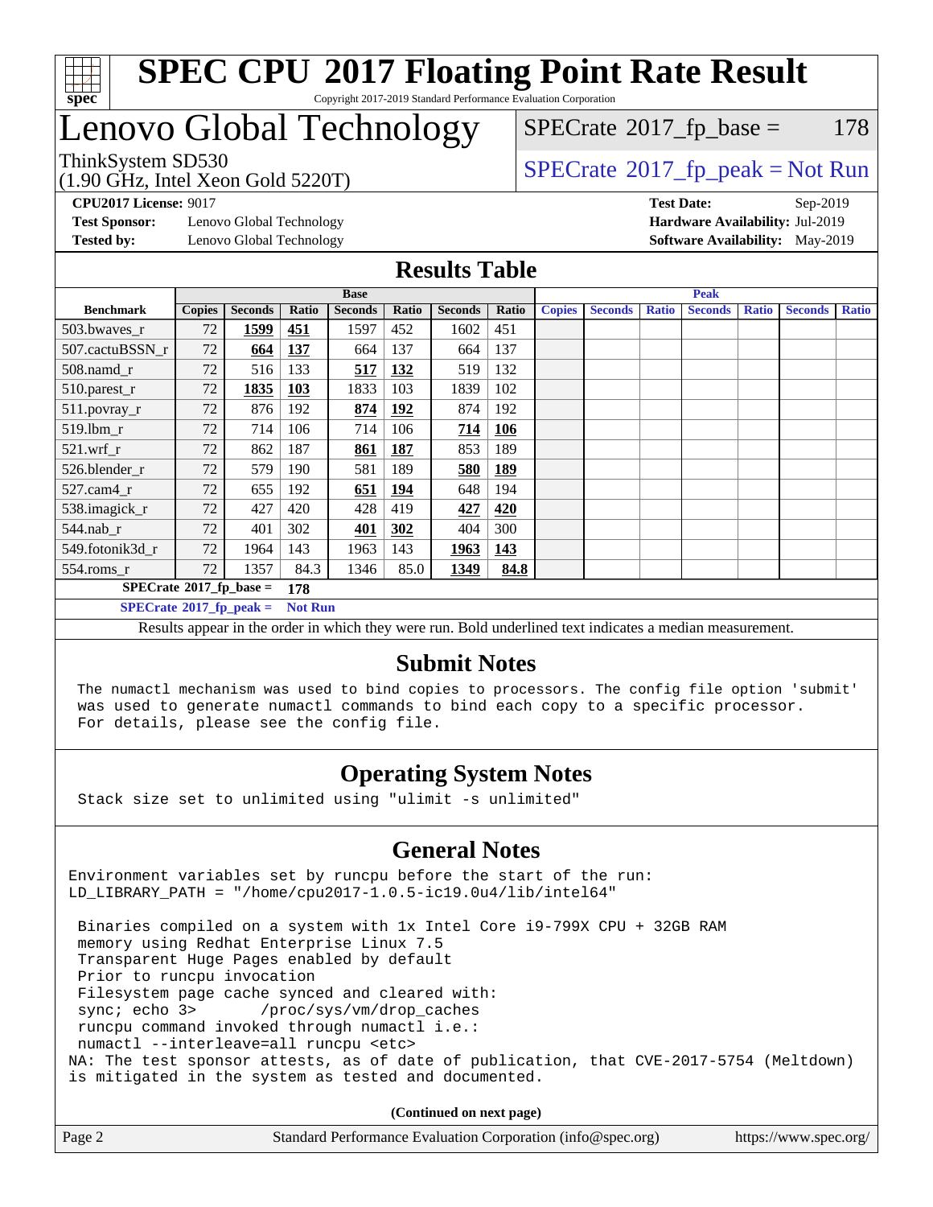# SPEC CPU 2017 Floating Point Rate Result

Copyright 2017-2019 Standard Performance Evaluation Corporation

# Lenovo Global Technology

ThinkSystem SD530
(1.90 GHz, Intel Xeon Gold 5220T)

SPECrate 2017_fp_base = 178

SPECrate 2017_fp_peak = Not Run

**CPU2017 License:** 9017
**Test Sponsor:** Lenovo Global Technology
**Tested by:** Lenovo Global Technology

**Test Date:** Sep-2019
**Hardware Availability:** Jul-2019
**Software Availability:** May-2019

## Results Table

| | Base | | | | | | | Peak | | | | | | |
|---|---|---|---|---|---|---|---|---|---|---|---|---|---|---|
| **Benchmark** | **Copies** | **Seconds** | **Ratio** | **Seconds** | **Ratio** | **Seconds** | **Ratio** | **Copies** | **Seconds** | **Ratio** | **Seconds** | **Ratio** | **Seconds** | **Ratio** |
| 503.bwaves_r | 72 | **1599** | **451** | 1597 | 452 | 1602 | 451 | | | | | | | |
| 507.cactuBSSN_r | 72 | **664** | **137** | 664 | 137 | 664 | 137 | | | | | | | |
| 508.namd_r | 72 | 516 | 133 | **517** | **132** | 519 | 132 | | | | | | | |
| 510.parest_r | 72 | **1835** | **103** | 1833 | 103 | 1839 | 102 | | | | | | | |
| 511.povray_r | 72 | 876 | 192 | **874** | **192** | 874 | 192 | | | | | | | |
| 519.lbm_r | 72 | 714 | 106 | 714 | 106 | **714** | **106** | | | | | | | |
| 521.wrf_r | 72 | 862 | 187 | **861** | **187** | 853 | 189 | | | | | | | |
| 526.blender_r | 72 | 579 | 190 | 581 | 189 | **580** | **189** | | | | | | | |
| 527.cam4_r | 72 | 655 | 192 | **651** | **194** | 648 | 194 | | | | | | | |
| 538.imagick_r | 72 | 427 | 420 | 428 | 419 | **427** | **420** | | | | | | | |
| 544.nab_r | 72 | 401 | 302 | **401** | **302** | 404 | 300 | | | | | | | |
| 549.fotonik3d_r | 72 | 1964 | 143 | 1963 | 143 | **1963** | **143** | | | | | | | |
| 554.roms_r | 72 | 1357 | 84.3 | 1346 | 85.0 | **1349** | **84.8** | | | | | | | |

**SPECrate 2017_fp_base = 178**

**SPECrate 2017_fp_peak = Not Run**

Results appear in the order in which they were run. Bold underlined text indicates a median measurement.

## Submit Notes

```
The numactl mechanism was used to bind copies to processors. The config file option 'submit'
was used to generate numactl commands to bind each copy to a specific processor.
For details, please see the config file.
```

## Operating System Notes

```
Stack size set to unlimited using "ulimit -s unlimited"
```

## General Notes

```
Environment variables set by runcpu before the start of the run:
LD_LIBRARY_PATH = "/home/cpu2017-1.0.5-ic19.0u4/lib/intel64"

 Binaries compiled on a system with 1x Intel Core i9-799X CPU + 32GB RAM
 memory using Redhat Enterprise Linux 7.5
 Transparent Huge Pages enabled by default
 Prior to runcpu invocation
 Filesystem page cache synced and cleared with:
 sync; echo 3>       /proc/sys/vm/drop_caches
 runcpu command invoked through numactl i.e.:
 numactl --interleave=all runcpu <etc>
NA: The test sponsor attests, as of date of publication, that CVE-2017-5754 (Meltdown)
is mitigated in the system as tested and documented.
```

**(Continued on next page)**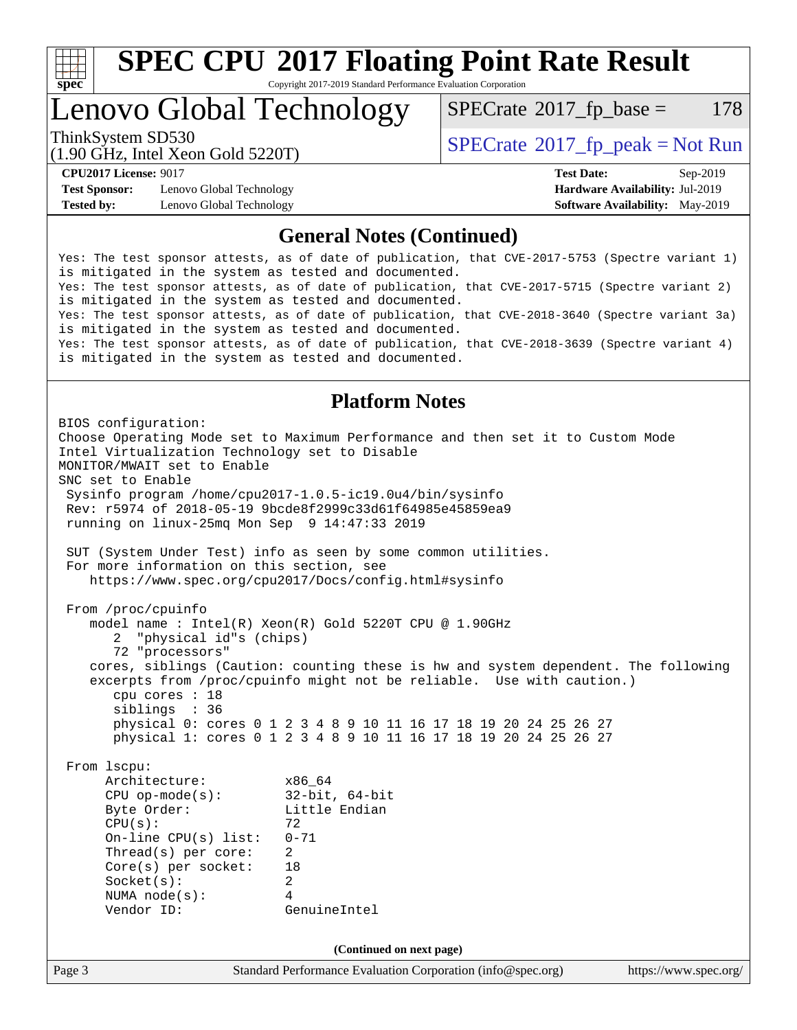# SPEC CPU 2017 Floating Point Rate Result

Copyright 2017-2019 Standard Performance Evaluation Corporation

## Lenovo Global Technology

ThinkSystem SD530
(1.90 GHz, Intel Xeon Gold 5220T)

SPECrate 2017_fp_base = 178

SPECrate 2017_fp_peak = Not Run

**CPU2017 License:** 9017
**Test Sponsor:** Lenovo Global Technology
**Tested by:** Lenovo Global Technology

**Test Date:** Sep-2019
**Hardware Availability:** Jul-2019
**Software Availability:** May-2019

### General Notes (Continued)

```
Yes: The test sponsor attests, as of date of publication, that CVE-2017-5753 (Spectre variant 1)
is mitigated in the system as tested and documented.
Yes: The test sponsor attests, as of date of publication, that CVE-2017-5715 (Spectre variant 2)
is mitigated in the system as tested and documented.
Yes: The test sponsor attests, as of date of publication, that CVE-2018-3640 (Spectre variant 3a)
is mitigated in the system as tested and documented.
Yes: The test sponsor attests, as of date of publication, that CVE-2018-3639 (Spectre variant 4)
is mitigated in the system as tested and documented.
```

### Platform Notes

```
BIOS configuration:
Choose Operating Mode set to Maximum Performance and then set it to Custom Mode
Intel Virtualization Technology set to Disable
MONITOR/MWAIT set to Enable
SNC set to Enable
 Sysinfo program /home/cpu2017-1.0.5-ic19.0u4/bin/sysinfo
 Rev: r5974 of 2018-05-19 9bcde8f2999c33d61f64985e45859ea9
 running on linux-25mq Mon Sep  9 14:47:33 2019

 SUT (System Under Test) info as seen by some common utilities.
 For more information on this section, see
    https://www.spec.org/cpu2017/Docs/config.html#sysinfo

 From /proc/cpuinfo
    model name : Intel(R) Xeon(R) Gold 5220T CPU @ 1.90GHz
       2  "physical id"s (chips)
       72 "processors"
    cores, siblings (Caution: counting these is hw and system dependent. The following
    excerpts from /proc/cpuinfo might not be reliable.  Use with caution.)
       cpu cores : 18
       siblings  : 36
       physical 0: cores 0 1 2 3 4 8 9 10 11 16 17 18 19 20 24 25 26 27
       physical 1: cores 0 1 2 3 4 8 9 10 11 16 17 18 19 20 24 25 26 27

 From lscpu:
      Architecture:          x86_64
      CPU op-mode(s):        32-bit, 64-bit
      Byte Order:            Little Endian
      CPU(s):                72
      On-line CPU(s) list:   0-71
      Thread(s) per core:    2
      Core(s) per socket:    18
      Socket(s):             2
      NUMA node(s):          4
      Vendor ID:             GenuineIntel
```

(Continued on next page)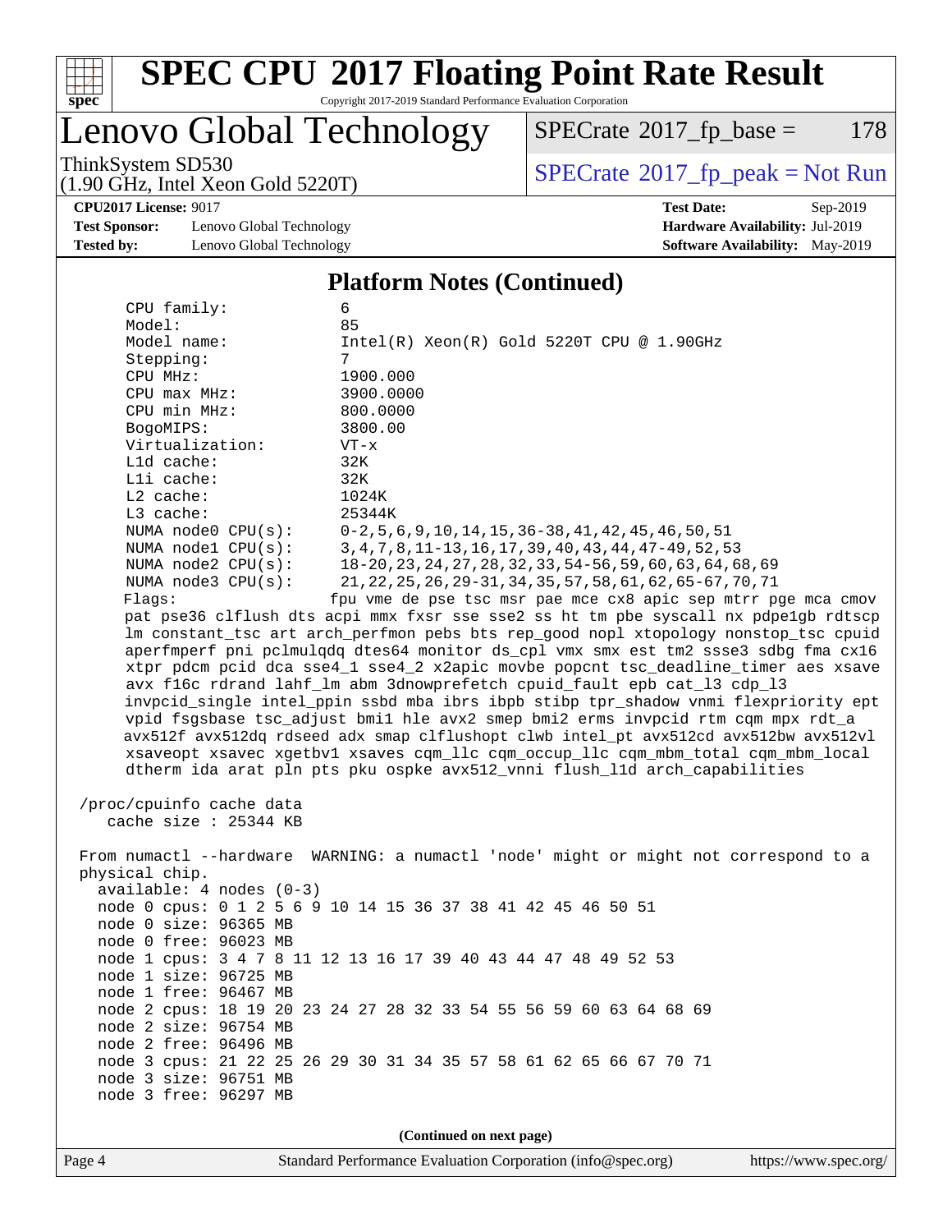# SPEC CPU 2017 Floating Point Rate Result

Copyright 2017-2019 Standard Performance Evaluation Corporation

# Lenovo Global Technology

ThinkSystem SD530
(1.90 GHz, Intel Xeon Gold 5220T)

SPECrate 2017_fp_base = 178

SPECrate 2017_fp_peak = Not Run

**CPU2017 License:** 9017
**Test Sponsor:** Lenovo Global Technology
**Tested by:** Lenovo Global Technology

**Test Date:** Sep-2019
**Hardware Availability:** Jul-2019
**Software Availability:** May-2019

## Platform Notes (Continued)

```
      CPU family:            6
      Model:                 85
      Model name:            Intel(R) Xeon(R) Gold 5220T CPU @ 1.90GHz
      Stepping:              7
      CPU MHz:               1900.000
      CPU max MHz:           3900.0000
      CPU min MHz:           800.0000
      BogoMIPS:              3800.00
      Virtualization:        VT-x
      L1d cache:             32K
      L1i cache:             32K
      L2 cache:              1024K
      L3 cache:              25344K
      NUMA node0 CPU(s):     0-2,5,6,9,10,14,15,36-38,41,42,45,46,50,51
      NUMA node1 CPU(s):     3,4,7,8,11-13,16,17,39,40,43,44,47-49,52,53
      NUMA node2 CPU(s):     18-20,23,24,27,28,32,33,54-56,59,60,63,64,68,69
      NUMA node3 CPU(s):     21,22,25,26,29-31,34,35,57,58,61,62,65-67,70,71
      Flags:                 fpu vme de pse tsc msr pae mce cx8 apic sep mtrr pge mca cmov
      pat pse36 clflush dts acpi mmx fxsr sse sse2 ss ht tm pbe syscall nx pdpe1gb rdtscp
      lm constant_tsc art arch_perfmon pebs bts rep_good nopl xtopology nonstop_tsc cpuid
      aperfmperf pni pclmulqdq dtes64 monitor ds_cpl vmx smx est tm2 ssse3 sdbg fma cx16
      xtpr pdcm pcid dca sse4_1 sse4_2 x2apic movbe popcnt tsc_deadline_timer aes xsave
      avx f16c rdrand lahf_lm abm 3dnowprefetch cpuid_fault epb cat_l3 cdp_l3
      invpcid_single intel_ppin ssbd mba ibrs ibpb stibp tpr_shadow vnmi flexpriority ept
      vpid fsgsbase tsc_adjust bmi1 hle avx2 smep bmi2 erms invpcid rtm cqm mpx rdt_a
      avx512f avx512dq rdseed adx smap clflushopt clwb intel_pt avx512cd avx512bw avx512vl
      xsaveopt xsavec xgetbv1 xsaves cqm_llc cqm_occup_llc cqm_mbm_total cqm_mbm_local
      dtherm ida arat pln pts pku ospke avx512_vnni flush_l1d arch_capabilities

 /proc/cpuinfo cache data
    cache size : 25344 KB

 From numactl --hardware  WARNING: a numactl 'node' might or might not correspond to a
 physical chip.
   available: 4 nodes (0-3)
   node 0 cpus: 0 1 2 5 6 9 10 14 15 36 37 38 41 42 45 46 50 51
   node 0 size: 96365 MB
   node 0 free: 96023 MB
   node 1 cpus: 3 4 7 8 11 12 13 16 17 39 40 43 44 47 48 49 52 53
   node 1 size: 96725 MB
   node 1 free: 96467 MB
   node 2 cpus: 18 19 20 23 24 27 28 32 33 54 55 56 59 60 63 64 68 69
   node 2 size: 96754 MB
   node 2 free: 96496 MB
   node 3 cpus: 21 22 25 26 29 30 31 34 35 57 58 61 62 65 66 67 70 71
   node 3 size: 96751 MB
   node 3 free: 96297 MB
```

**(Continued on next page)**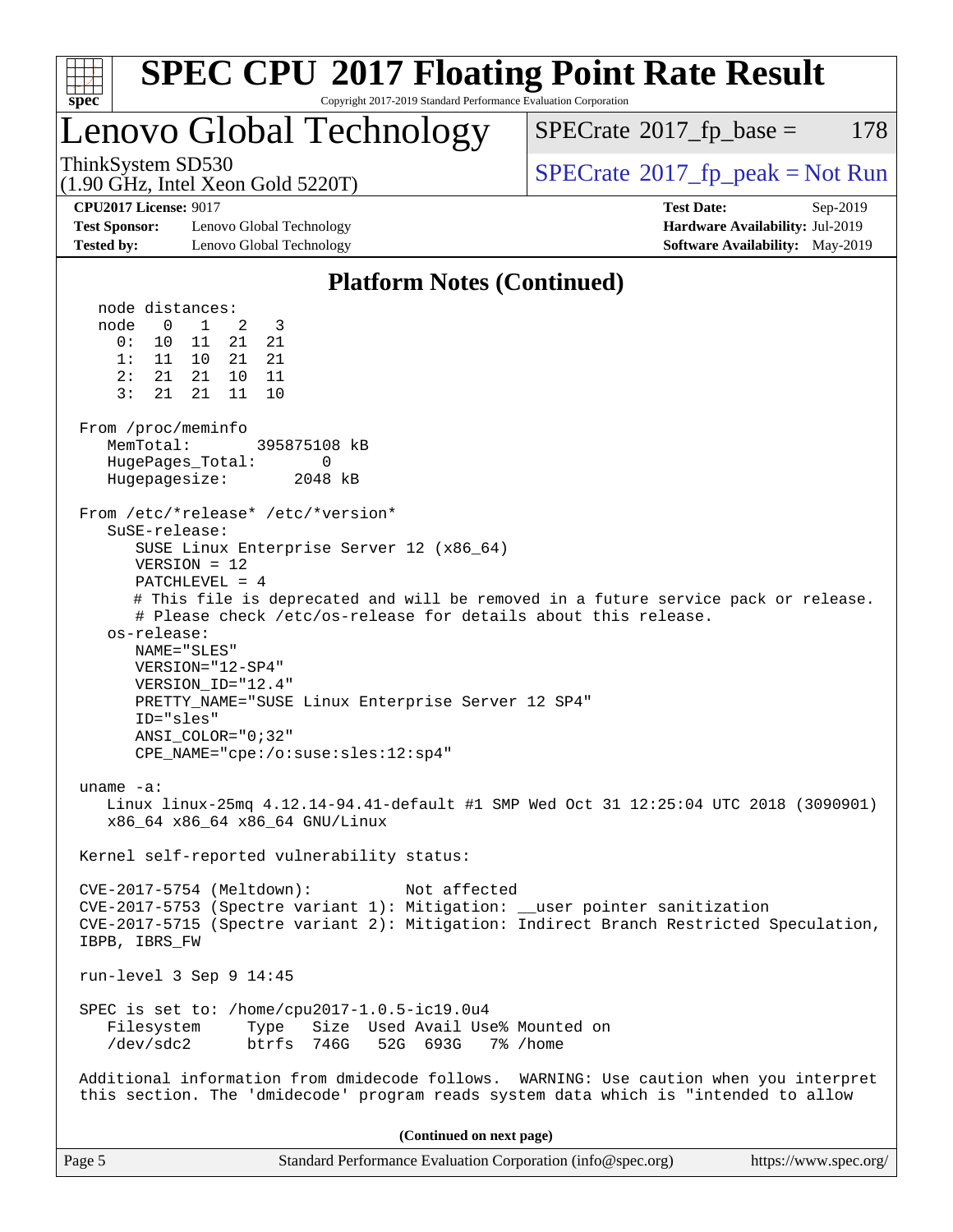## Platform Notes (Continued)

```
  node distances:
  node   0   1   2   3
    0:  10  11  21  21
    1:  11  10  21  21
    2:  21  21  10  11
    3:  21  21  11  10

From /proc/meminfo
   MemTotal:       395875108 kB
   HugePages_Total:       0
   Hugepagesize:       2048 kB

From /etc/*release* /etc/*version*
   SuSE-release:
      SUSE Linux Enterprise Server 12 (x86_64)
      VERSION = 12
      PATCHLEVEL = 4
      # This file is deprecated and will be removed in a future service pack or release.
      # Please check /etc/os-release for details about this release.
   os-release:
      NAME="SLES"
      VERSION="12-SP4"
      VERSION_ID="12.4"
      PRETTY_NAME="SUSE Linux Enterprise Server 12 SP4"
      ID="sles"
      ANSI_COLOR="0;32"
      CPE_NAME="cpe:/o:suse:sles:12:sp4"

uname -a:
   Linux linux-25mq 4.12.14-94.41-default #1 SMP Wed Oct 31 12:25:04 UTC 2018 (3090901)
   x86_64 x86_64 x86_64 GNU/Linux

Kernel self-reported vulnerability status:

CVE-2017-5754 (Meltdown):          Not affected
CVE-2017-5753 (Spectre variant 1): Mitigation: __user pointer sanitization
CVE-2017-5715 (Spectre variant 2): Mitigation: Indirect Branch Restricted Speculation,
IBPB, IBRS_FW

run-level 3 Sep 9 14:45

SPEC is set to: /home/cpu2017-1.0.5-ic19.0u4
   Filesystem     Type   Size  Used Avail Use% Mounted on
   /dev/sdc2      btrfs  746G   52G  693G   7% /home

Additional information from dmidecode follows.  WARNING: Use caution when you interpret
this section. The 'dmidecode' program reads system data which is "intended to allow
```

(Continued on next page)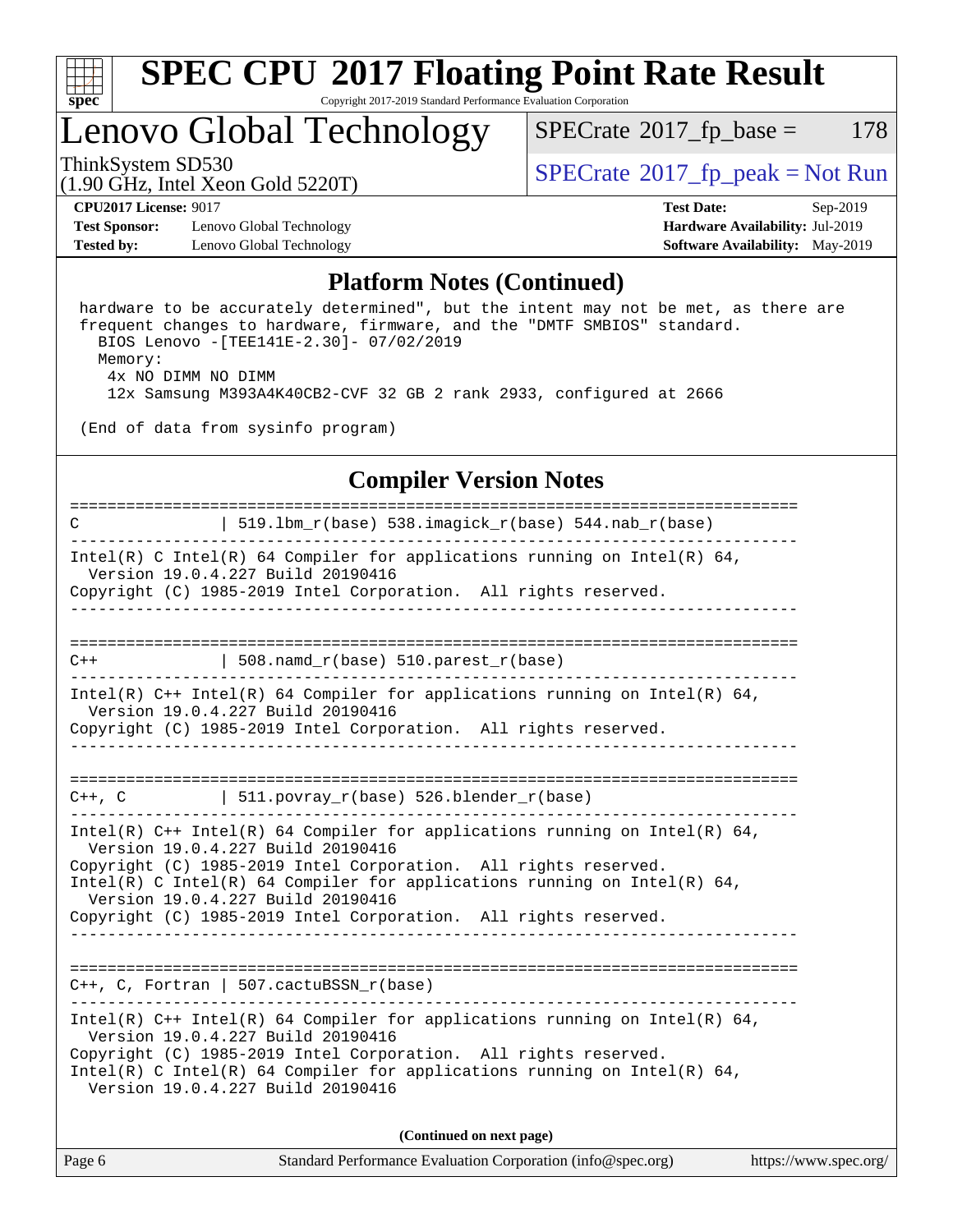## Platform Notes (Continued)

```
 hardware to be accurately determined", but the intent may not be met, as there are
 frequent changes to hardware, firmware, and the "DMTF SMBIOS" standard.
   BIOS Lenovo -[TEE141E-2.30]- 07/02/2019
   Memory:
    4x NO DIMM NO DIMM
    12x Samsung M393A4K40CB2-CVF 32 GB 2 rank 2933, configured at 2666

 (End of data from sysinfo program)
```

## Compiler Version Notes

```
==============================================================================
C               | 519.lbm_r(base) 538.imagick_r(base) 544.nab_r(base)
------------------------------------------------------------------------------
Intel(R) C Intel(R) 64 Compiler for applications running on Intel(R) 64,
  Version 19.0.4.227 Build 20190416
Copyright (C) 1985-2019 Intel Corporation.  All rights reserved.
------------------------------------------------------------------------------

==============================================================================
C++             | 508.namd_r(base) 510.parest_r(base)
------------------------------------------------------------------------------
Intel(R) C++ Intel(R) 64 Compiler for applications running on Intel(R) 64,
  Version 19.0.4.227 Build 20190416
Copyright (C) 1985-2019 Intel Corporation.  All rights reserved.
------------------------------------------------------------------------------

==============================================================================
C++, C          | 511.povray_r(base) 526.blender_r(base)
------------------------------------------------------------------------------
Intel(R) C++ Intel(R) 64 Compiler for applications running on Intel(R) 64,
  Version 19.0.4.227 Build 20190416
Copyright (C) 1985-2019 Intel Corporation.  All rights reserved.
Intel(R) C Intel(R) 64 Compiler for applications running on Intel(R) 64,
  Version 19.0.4.227 Build 20190416
Copyright (C) 1985-2019 Intel Corporation.  All rights reserved.
------------------------------------------------------------------------------

==============================================================================
C++, C, Fortran | 507.cactuBSSN_r(base)
------------------------------------------------------------------------------
Intel(R) C++ Intel(R) 64 Compiler for applications running on Intel(R) 64,
  Version 19.0.4.227 Build 20190416
Copyright (C) 1985-2019 Intel Corporation.  All rights reserved.
Intel(R) C Intel(R) 64 Compiler for applications running on Intel(R) 64,
  Version 19.0.4.227 Build 20190416
```

**(Continued on next page)**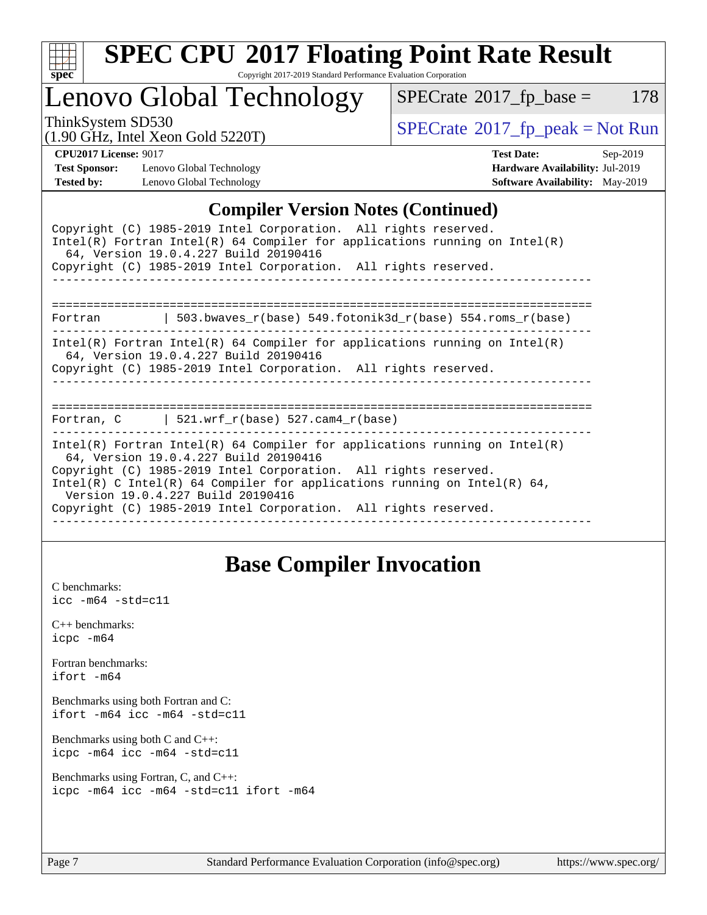## Compiler Version Notes (Continued)

```
Copyright (C) 1985-2019 Intel Corporation.  All rights reserved.
Intel(R) Fortran Intel(R) 64 Compiler for applications running on Intel(R)
  64, Version 19.0.4.227 Build 20190416
Copyright (C) 1985-2019 Intel Corporation.  All rights reserved.
------------------------------------------------------------------------------

==============================================================================
Fortran         | 503.bwaves_r(base) 549.fotonik3d_r(base) 554.roms_r(base)
------------------------------------------------------------------------------
Intel(R) Fortran Intel(R) 64 Compiler for applications running on Intel(R)
  64, Version 19.0.4.227 Build 20190416
Copyright (C) 1985-2019 Intel Corporation.  All rights reserved.
------------------------------------------------------------------------------

==============================================================================
Fortran, C      | 521.wrf_r(base) 527.cam4_r(base)
------------------------------------------------------------------------------
Intel(R) Fortran Intel(R) 64 Compiler for applications running on Intel(R)
  64, Version 19.0.4.227 Build 20190416
Copyright (C) 1985-2019 Intel Corporation.  All rights reserved.
Intel(R) C Intel(R) 64 Compiler for applications running on Intel(R) 64,
  Version 19.0.4.227 Build 20190416
Copyright (C) 1985-2019 Intel Corporation.  All rights reserved.
------------------------------------------------------------------------------
```

## Base Compiler Invocation

C benchmarks:
icc -m64 -std=c11

C++ benchmarks:
icpc -m64

Fortran benchmarks:
ifort -m64

Benchmarks using both Fortran and C:
ifort -m64 icc -m64 -std=c11

Benchmarks using both C and C++:
icpc -m64 icc -m64 -std=c11

Benchmarks using Fortran, C, and C++:
icpc -m64 icc -m64 -std=c11 ifort -m64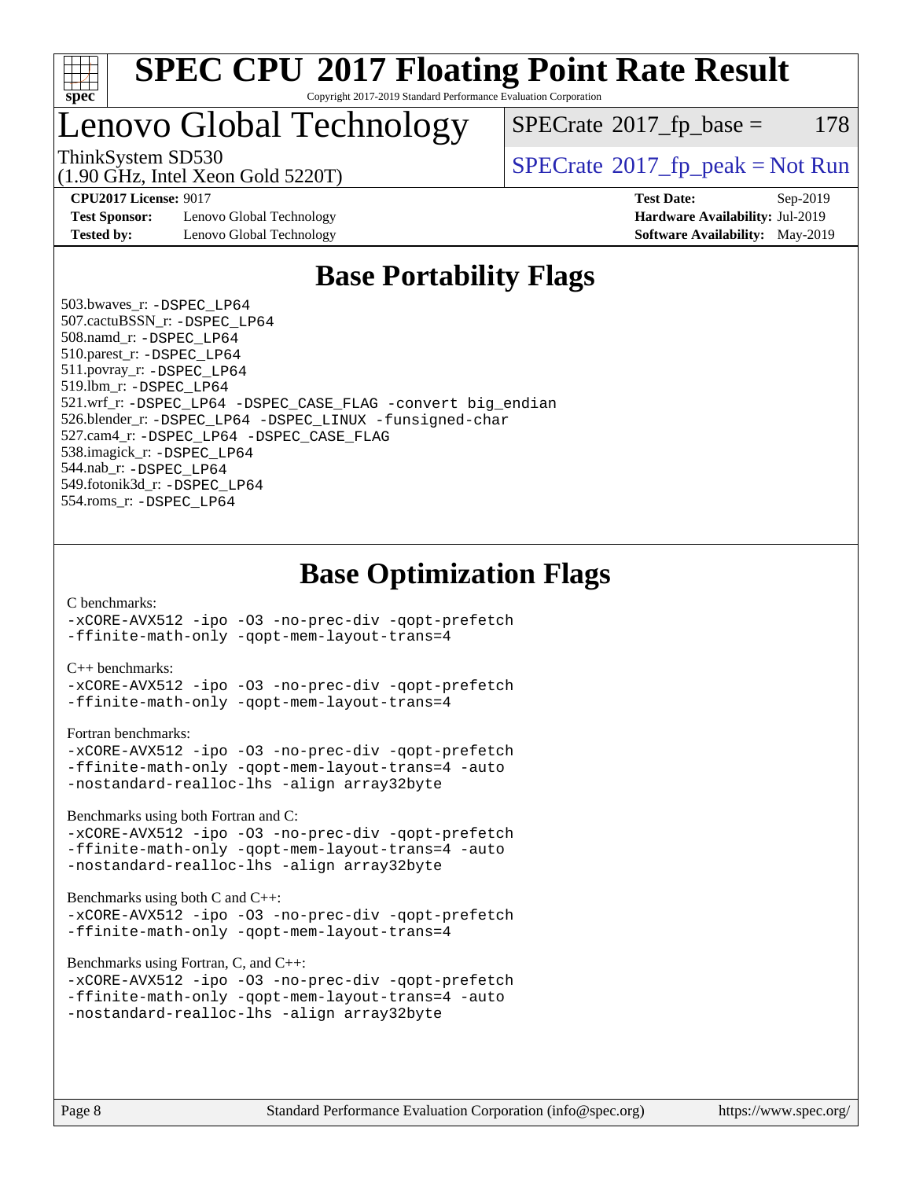# SPEC CPU 2017 Floating Point Rate Result

Copyright 2017-2019 Standard Performance Evaluation Corporation

# Lenovo Global Technology

ThinkSystem SD530
(1.90 GHz, Intel Xeon Gold 5220T)

SPECrate 2017_fp_base = 178

SPECrate 2017_fp_peak = Not Run

**CPU2017 License:** 9017
**Test Sponsor:** Lenovo Global Technology
**Tested by:** Lenovo Global Technology

**Test Date:** Sep-2019
**Hardware Availability:** Jul-2019
**Software Availability:** May-2019

## Base Portability Flags

503.bwaves_r: -DSPEC_LP64
507.cactuBSSN_r: -DSPEC_LP64
508.namd_r: -DSPEC_LP64
510.parest_r: -DSPEC_LP64
511.povray_r: -DSPEC_LP64
519.lbm_r: -DSPEC_LP64
521.wrf_r: -DSPEC_LP64 -DSPEC_CASE_FLAG -convert big_endian
526.blender_r: -DSPEC_LP64 -DSPEC_LINUX -funsigned-char
527.cam4_r: -DSPEC_LP64 -DSPEC_CASE_FLAG
538.imagick_r: -DSPEC_LP64
544.nab_r: -DSPEC_LP64
549.fotonik3d_r: -DSPEC_LP64
554.roms_r: -DSPEC_LP64

## Base Optimization Flags

C benchmarks:
-xCORE-AVX512 -ipo -O3 -no-prec-div -qopt-prefetch
-ffinite-math-only -qopt-mem-layout-trans=4

C++ benchmarks:
-xCORE-AVX512 -ipo -O3 -no-prec-div -qopt-prefetch
-ffinite-math-only -qopt-mem-layout-trans=4

Fortran benchmarks:
-xCORE-AVX512 -ipo -O3 -no-prec-div -qopt-prefetch
-ffinite-math-only -qopt-mem-layout-trans=4 -auto
-nostandard-realloc-lhs -align array32byte

Benchmarks using both Fortran and C:
-xCORE-AVX512 -ipo -O3 -no-prec-div -qopt-prefetch
-ffinite-math-only -qopt-mem-layout-trans=4 -auto
-nostandard-realloc-lhs -align array32byte

Benchmarks using both C and C++:
-xCORE-AVX512 -ipo -O3 -no-prec-div -qopt-prefetch
-ffinite-math-only -qopt-mem-layout-trans=4

Benchmarks using Fortran, C, and C++:
-xCORE-AVX512 -ipo -O3 -no-prec-div -qopt-prefetch
-ffinite-math-only -qopt-mem-layout-trans=4 -auto
-nostandard-realloc-lhs -align array32byte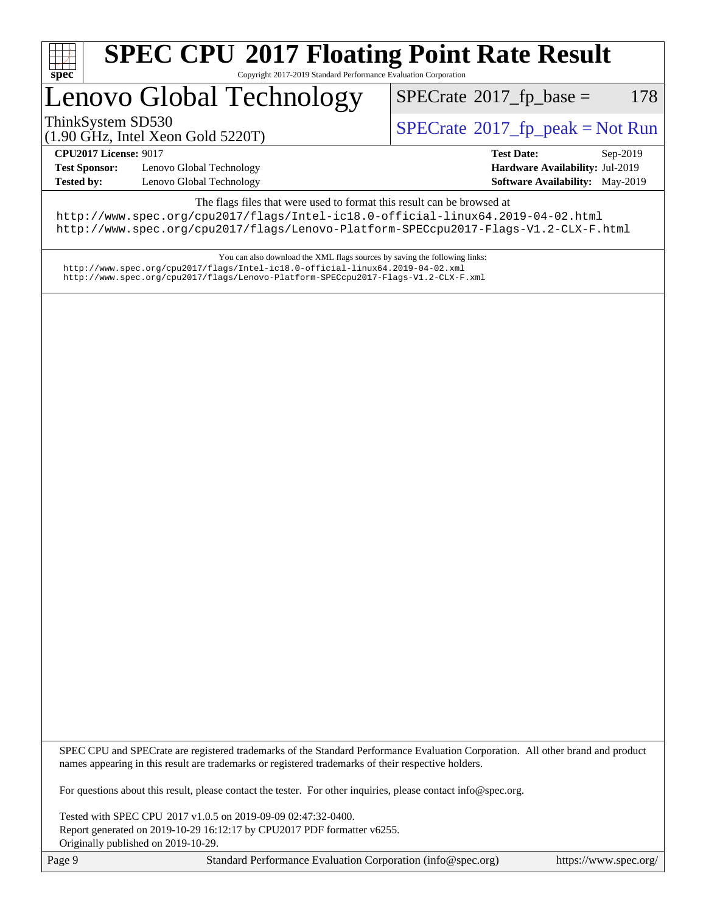The flags files that were used to format this result can be browsed at

http://www.spec.org/cpu2017/flags/Intel-ic18.0-official-linux64.2019-04-02.html
http://www.spec.org/cpu2017/flags/Lenovo-Platform-SPECcpu2017-Flags-V1.2-CLX-F.html

You can also download the XML flags sources by saving the following links:

http://www.spec.org/cpu2017/flags/Intel-ic18.0-official-linux64.2019-04-02.xml
http://www.spec.org/cpu2017/flags/Lenovo-Platform-SPECcpu2017-Flags-V1.2-CLX-F.xml

SPEC CPU and SPECrate are registered trademarks of the Standard Performance Evaluation Corporation. All other brand and product names appearing in this result are trademarks or registered trademarks of their respective holders.

For questions about this result, please contact the tester. For other inquiries, please contact info@spec.org.

Tested with SPEC CPU 2017 v1.0.5 on 2019-09-09 02:47:32-0400.
Report generated on 2019-10-29 16:12:17 by CPU2017 PDF formatter v6255.
Originally published on 2019-10-29.